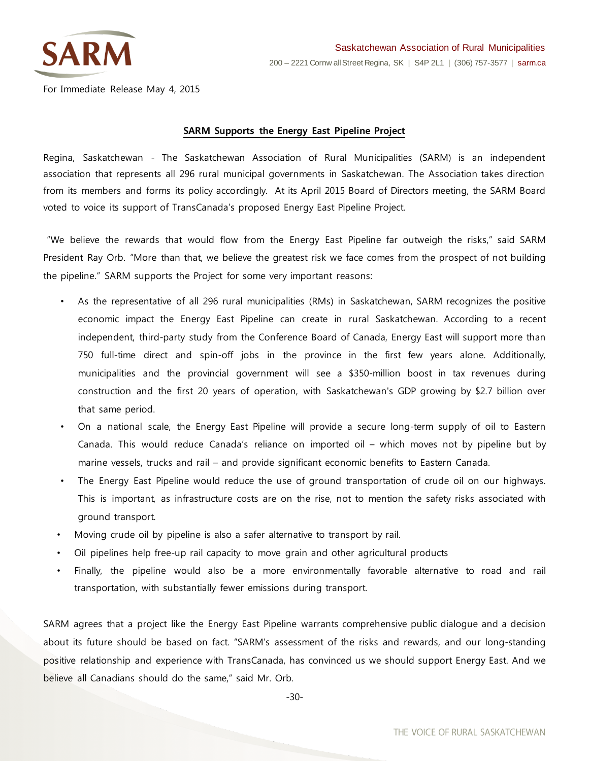SARM

Saskatchewan Association of Rural Municipalities

200 – 2221 Cornwall Street Regina, SK | S4P 2L1 | (306) 757-3577 | sarm.ca

For Immediate Release May 4, 2015

## SARM Supports the Energy East Pipeline Project

Regina, Saskatchewan - The Saskatchewan Association of Rural Municipalities (SARM) is an independent association that represents all 296 rural municipal governments in Saskatchewan. The Association takes direction from its members and forms its policy accordingly. At its April 2015 Board of Directors meeting, the SARM Board voted to voice its support of TransCanada's proposed Energy East Pipeline Project.

"We believe the rewards that would flow from the Energy East Pipeline far outweigh the risks," said SARM President Ray Orb. "More than that, we believe the greatest risk we face comes from the prospect of not building the pipeline." SARM supports the Project for some very important reasons:

- As the representative of all 296 rural municipalities (RMs) in Saskatchewan, SARM recognizes the positive economic impact the Energy East Pipeline can create in rural Saskatchewan. According to a recent independent, third-party study from the Conference Board of Canada, Energy East will support more than 750 full-time direct and spin-off jobs in the province in the first few years alone. Additionally, municipalities and the provincial government will see a $350-million boost in tax revenues during construction and the first 20 years of operation, with Saskatchewan's GDP growing by $2.7 billion over that same period.
- On a national scale, the Energy East Pipeline will provide a secure long-term supply of oil to Eastern Canada. This would reduce Canada's reliance on imported oil – which moves not by pipeline but by marine vessels, trucks and rail – and provide significant economic benefits to Eastern Canada.
- The Energy East Pipeline would reduce the use of ground transportation of crude oil on our highways. This is important, as infrastructure costs are on the rise, not to mention the safety risks associated with ground transport.
- Moving crude oil by pipeline is also a safer alternative to transport by rail.
- Oil pipelines help free-up rail capacity to move grain and other agricultural products
- Finally, the pipeline would also be a more environmentally favorable alternative to road and rail transportation, with substantially fewer emissions during transport.

SARM agrees that a project like the Energy East Pipeline warrants comprehensive public dialogue and a decision about its future should be based on fact. "SARM's assessment of the risks and rewards, and our long-standing positive relationship and experience with TransCanada, has convinced us we should support Energy East. And we believe all Canadians should do the same," said Mr. Orb.

-30-

THE VOICE OF RURAL SASKATCHEWAN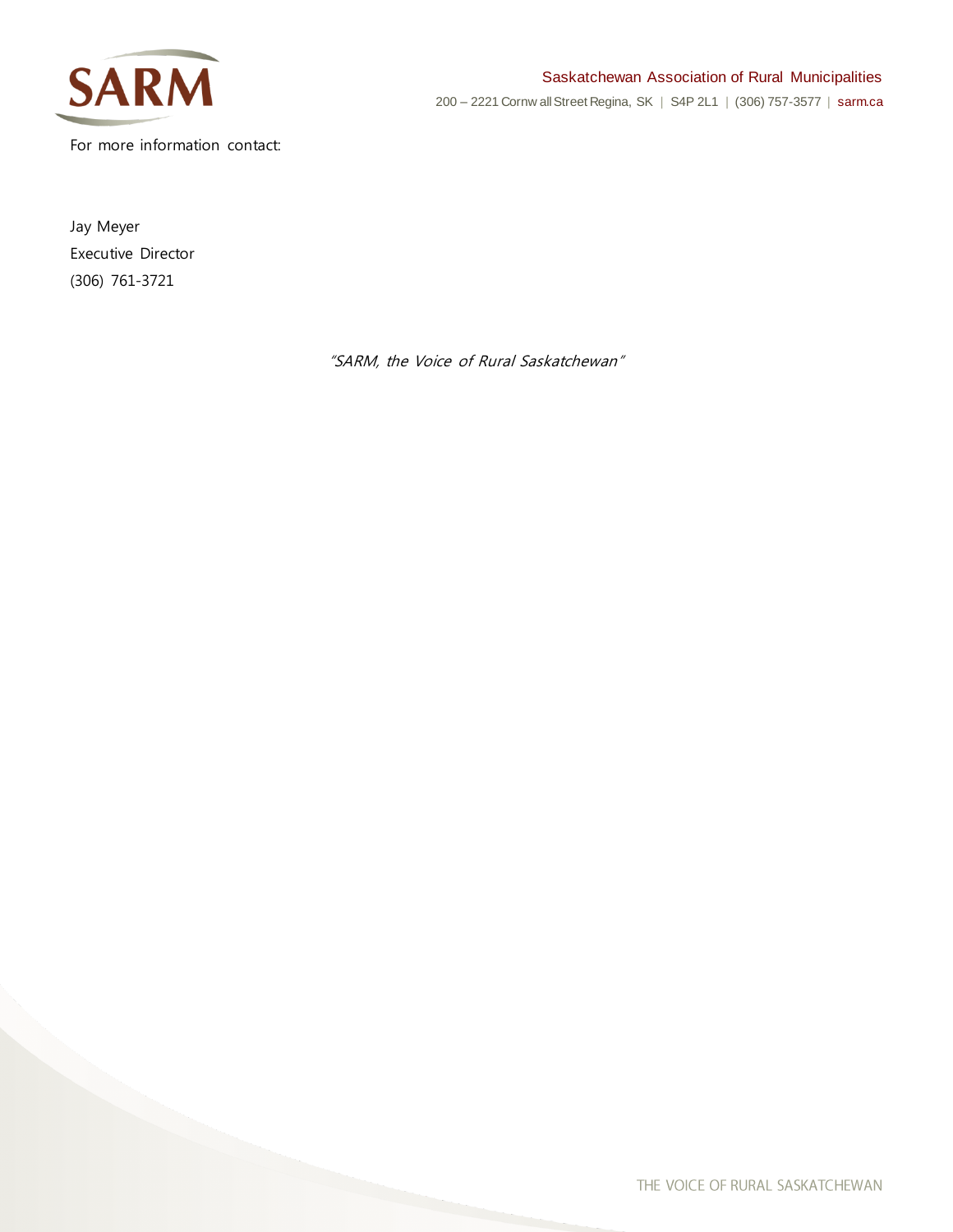For more information contact:

Jay Meyer
Executive Director
(306) 761-3721

*"SARM, the Voice of Rural Saskatchewan"*